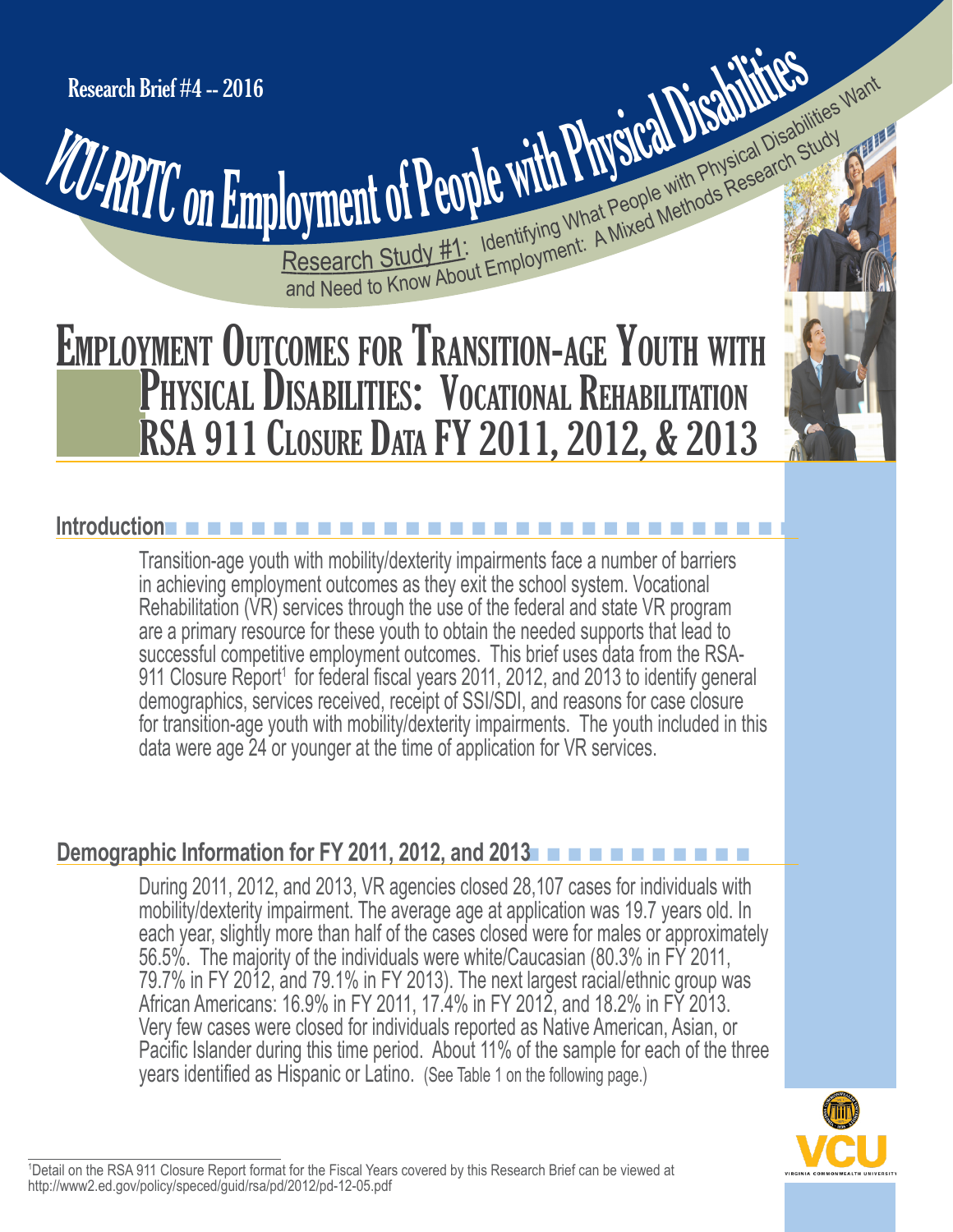Research Brief #4 -- 2016

VCU-RRTC on Employment of People with Physical Disabilities

Research Study #1: Identifying What People with Physical Disabilities Want and Need to Know About Employment: A Mixed Methods Research Study

# Employment Outcomes for Transition-age Youth with Physical Disabilities: Vocational Rehabilitation RSA 911 Closure Data FY 2011, 2012, & 2013

## Introduction

Transition-age youth with mobility/dexterity impairments face a number of barriers in achieving employment outcomes as they exit the school system. Vocational Rehabilitation (VR) services through the use of the federal and state VR program are a primary resource for these youth to obtain the needed supports that lead to successful competitive employment outcomes. This brief uses data from the RSA-911 Closure Report[1] for federal fiscal years 2011, 2012, and 2013 to identify general demographics, services received, receipt of SSI/SDI, and reasons for case closure for transition-age youth with mobility/dexterity impairments. The youth included in this data were age 24 or younger at the time of application for VR services.

## Demographic Information for FY 2011, 2012, and 2013

During 2011, 2012, and 2013, VR agencies closed 28,107 cases for individuals with mobility/dexterity impairment. The average age at application was 19.7 years old. In each year, slightly more than half of the cases closed were for males or approximately 56.5%. The majority of the individuals were white/Caucasian (80.3% in FY 2011, 79.7% in FY 2012, and 79.1% in FY 2013). The next largest racial/ethnic group was African Americans: 16.9% in FY 2011, 17.4% in FY 2012, and 18.2% in FY 2013. Very few cases were closed for individuals reported as Native American, Asian, or Pacific Islander during this time period. About 11% of the sample for each of the three years identified as Hispanic or Latino. (See Table 1 on the following page.)

[1]Detail on the RSA 911 Closure Report format for the Fiscal Years covered by this Research Brief can be viewed at http://www2.ed.gov/policy/speced/guid/rsa/pd/2012/pd-12-05.pdf

VCU
VIRGINIA COMMONWEALTH UNIVERSITY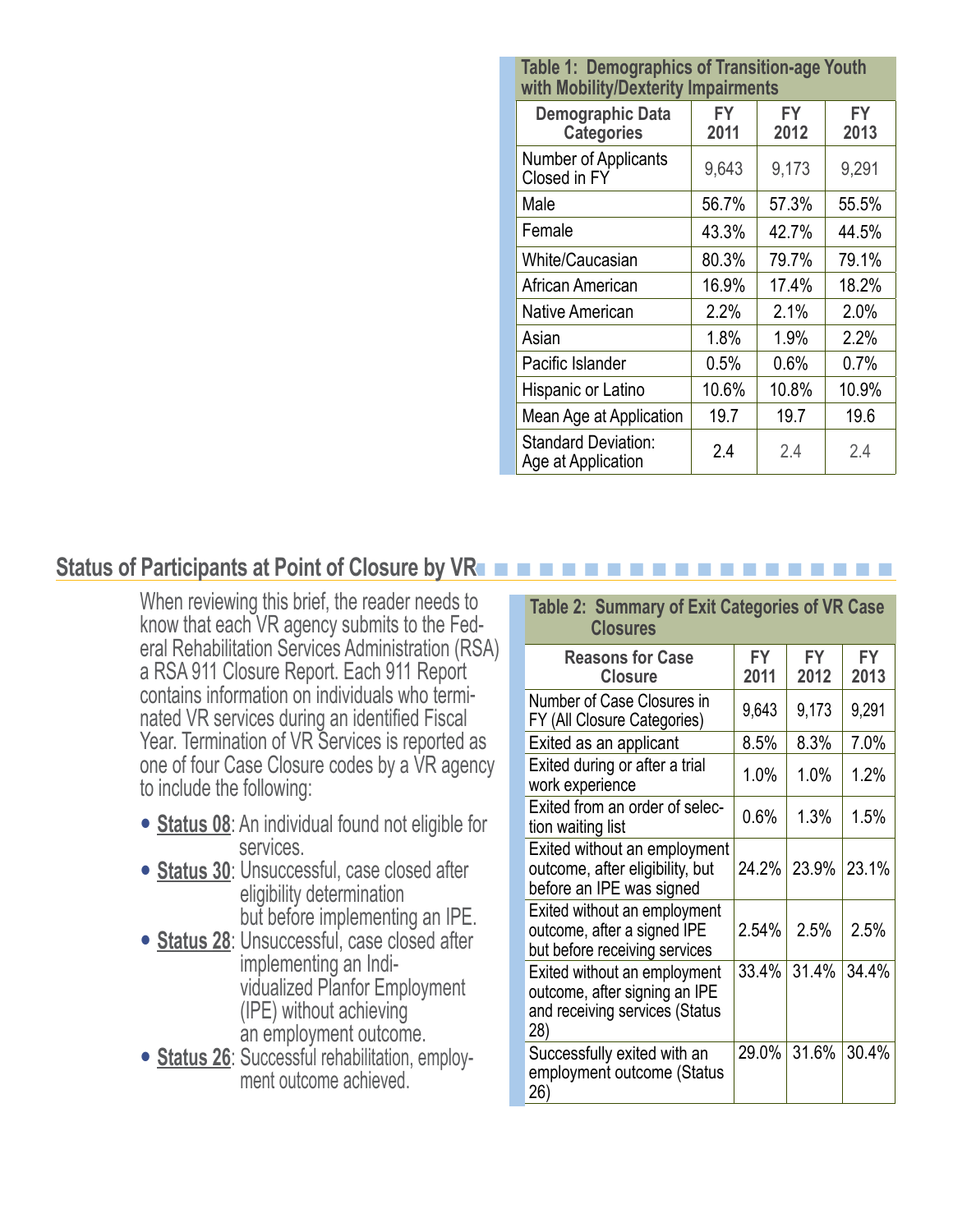**Table 1: Demographics of Transition-age Youth with Mobility/Dexterity Impairments**

| Demographic Data Categories | FY 2011 | FY 2012 | FY 2013 |
|---|---|---|---|
| Number of Applicants Closed in FY | 9,643 | 9,173 | 9,291 |
| Male | 56.7% | 57.3% | 55.5% |
| Female | 43.3% | 42.7% | 44.5% |
| White/Caucasian | 80.3% | 79.7% | 79.1% |
| African American | 16.9% | 17.4% | 18.2% |
| Native American | 2.2% | 2.1% | 2.0% |
| Asian | 1.8% | 1.9% | 2.2% |
| Pacific Islander | 0.5% | 0.6% | 0.7% |
| Hispanic or Latino | 10.6% | 10.8% | 10.9% |
| Mean Age at Application | 19.7 | 19.7 | 19.6 |
| Standard Deviation: Age at Application | 2.4 | 2.4 | 2.4 |

## Status of Participants at Point of Closure by VR

When reviewing this brief, the reader needs to know that each VR agency submits to the Federal Rehabilitation Services Administration (RSA) a RSA 911 Closure Report. Each 911 Report contains information on individuals who terminated VR services during an identified Fiscal Year. Termination of VR Services is reported as one of four Case Closure codes by a VR agency to include the following:

- **Status 08**: An individual found not eligible for services.
- **Status 30**: Unsuccessful, case closed after eligibility determination but before implementing an IPE.
- **Status 28**: Unsuccessful, case closed after implementing an Individualized Planfor Employment (IPE) without achieving an employment outcome.
- **Status 26**: Successful rehabilitation, employment outcome achieved.

**Table 2: Summary of Exit Categories of VR Case Closures**

| Reasons for Case Closure | FY 2011 | FY 2012 | FY 2013 |
|---|---|---|---|
| Number of Case Closures in FY (All Closure Categories) | 9,643 | 9,173 | 9,291 |
| Exited as an applicant | 8.5% | 8.3% | 7.0% |
| Exited during or after a trial work experience | 1.0% | 1.0% | 1.2% |
| Exited from an order of selection waiting list | 0.6% | 1.3% | 1.5% |
| Exited without an employment outcome, after eligibility, but before an IPE was signed | 24.2% | 23.9% | 23.1% |
| Exited without an employment outcome, after a signed IPE but before receiving services | 2.54% | 2.5% | 2.5% |
| Exited without an employment outcome, after signing an IPE and receiving services (Status 28) | 33.4% | 31.4% | 34.4% |
| Successfully exited with an employment outcome (Status 26) | 29.0% | 31.6% | 30.4% |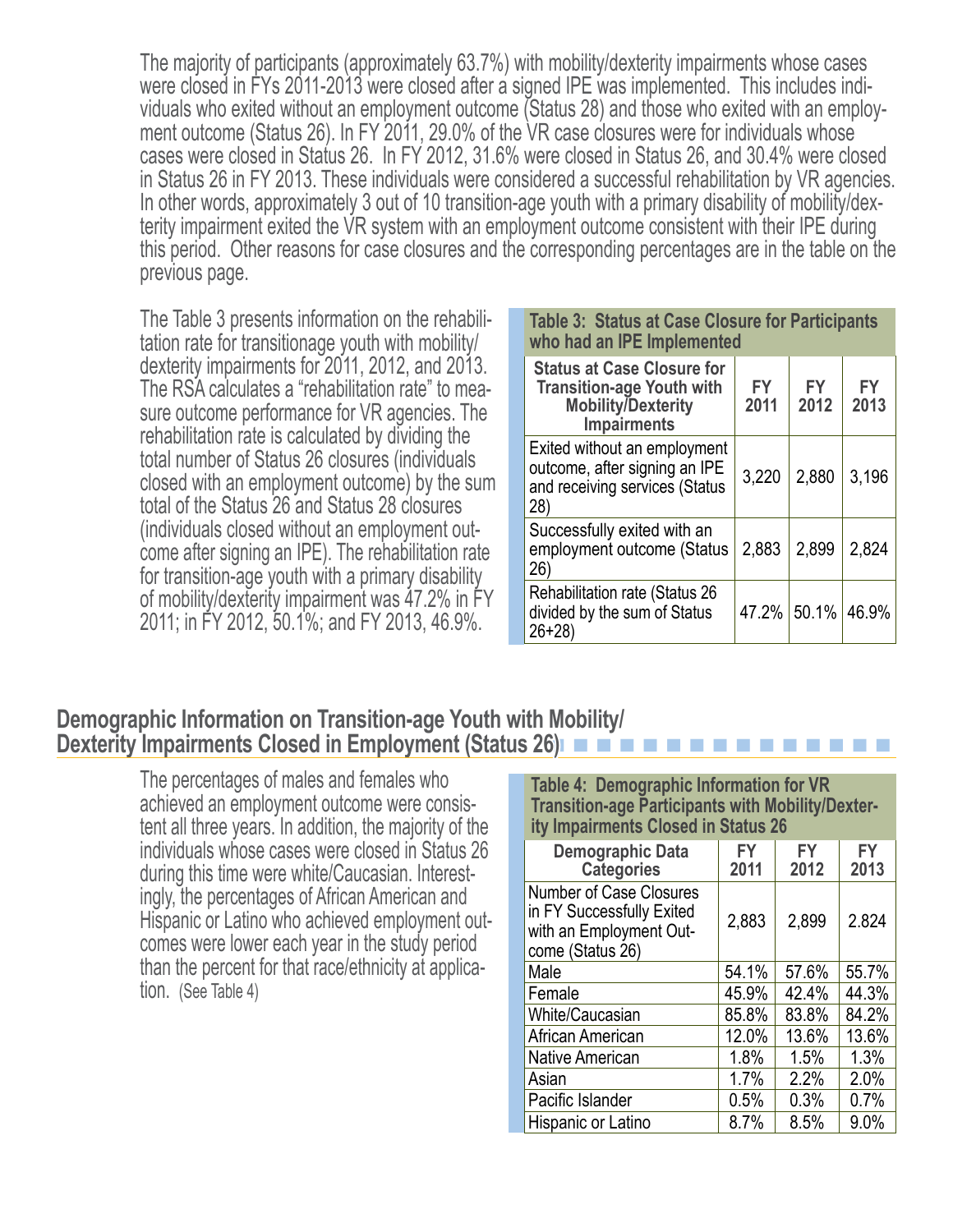The majority of participants (approximately 63.7%) with mobility/dexterity impairments whose cases were closed in FYs 2011-2013 were closed after a signed IPE was implemented. This includes individuals who exited without an employment outcome (Status 28) and those who exited with an employment outcome (Status 26). In FY 2011, 29.0% of the VR case closures were for individuals whose cases were closed in Status 26. In FY 2012, 31.6% were closed in Status 26, and 30.4% were closed in Status 26 in FY 2013. These individuals were considered a successful rehabilitation by VR agencies. In other words, approximately 3 out of 10 transition-age youth with a primary disability of mobility/dexterity impairment exited the VR system with an employment outcome consistent with their IPE during this period. Other reasons for case closures and the corresponding percentages are in the table on the previous page.

The Table 3 presents information on the rehabilitation rate for transitionage youth with mobility/dexterity impairments for 2011, 2012, and 2013. The RSA calculates a "rehabilitation rate" to measure outcome performance for VR agencies. The rehabilitation rate is calculated by dividing the total number of Status 26 closures (individuals closed with an employment outcome) by the sum total of the Status 26 and Status 28 closures (individuals closed without an employment outcome after signing an IPE). The rehabilitation rate for transition-age youth with a primary disability of mobility/dexterity impairment was 47.2% in FY 2011; in FY 2012, 50.1%; and FY 2013, 46.9%.

**Table 3: Status at Case Closure for Participants who had an IPE Implemented**

| Status at Case Closure for Transition-age Youth with Mobility/Dexterity Impairments | FY 2011 | FY 2012 | FY 2013 |
|---|---|---|---|
| Exited without an employment outcome, after signing an IPE and receiving services (Status 28) | 3,220 | 2,880 | 3,196 |
| Successfully exited with an employment outcome (Status 26) | 2,883 | 2,899 | 2,824 |
| Rehabilitation rate (Status 26 divided by the sum of Status 26+28) | 47.2% | 50.1% | 46.9% |

## Demographic Information on Transition-age Youth with Mobility/Dexterity Impairments Closed in Employment (Status 26)

The percentages of males and females who achieved an employment outcome were consistent all three years. In addition, the majority of the individuals whose cases were closed in Status 26 during this time were white/Caucasian. Interestingly, the percentages of African American and Hispanic or Latino who achieved employment outcomes were lower each year in the study period than the percent for that race/ethnicity at application. (See Table 4)

**Table 4: Demographic Information for VR Transition-age Participants with Mobility/Dexterity Impairments Closed in Status 26**

| Demographic Data Categories | FY 2011 | FY 2012 | FY 2013 |
|---|---|---|---|
| Number of Case Closures in FY Successfully Exited with an Employment Outcome (Status 26) | 2,883 | 2,899 | 2.824 |
| Male | 54.1% | 57.6% | 55.7% |
| Female | 45.9% | 42.4% | 44.3% |
| White/Caucasian | 85.8% | 83.8% | 84.2% |
| African American | 12.0% | 13.6% | 13.6% |
| Native American | 1.8% | 1.5% | 1.3% |
| Asian | 1.7% | 2.2% | 2.0% |
| Pacific Islander | 0.5% | 0.3% | 0.7% |
| Hispanic or Latino | 8.7% | 8.5% | 9.0% |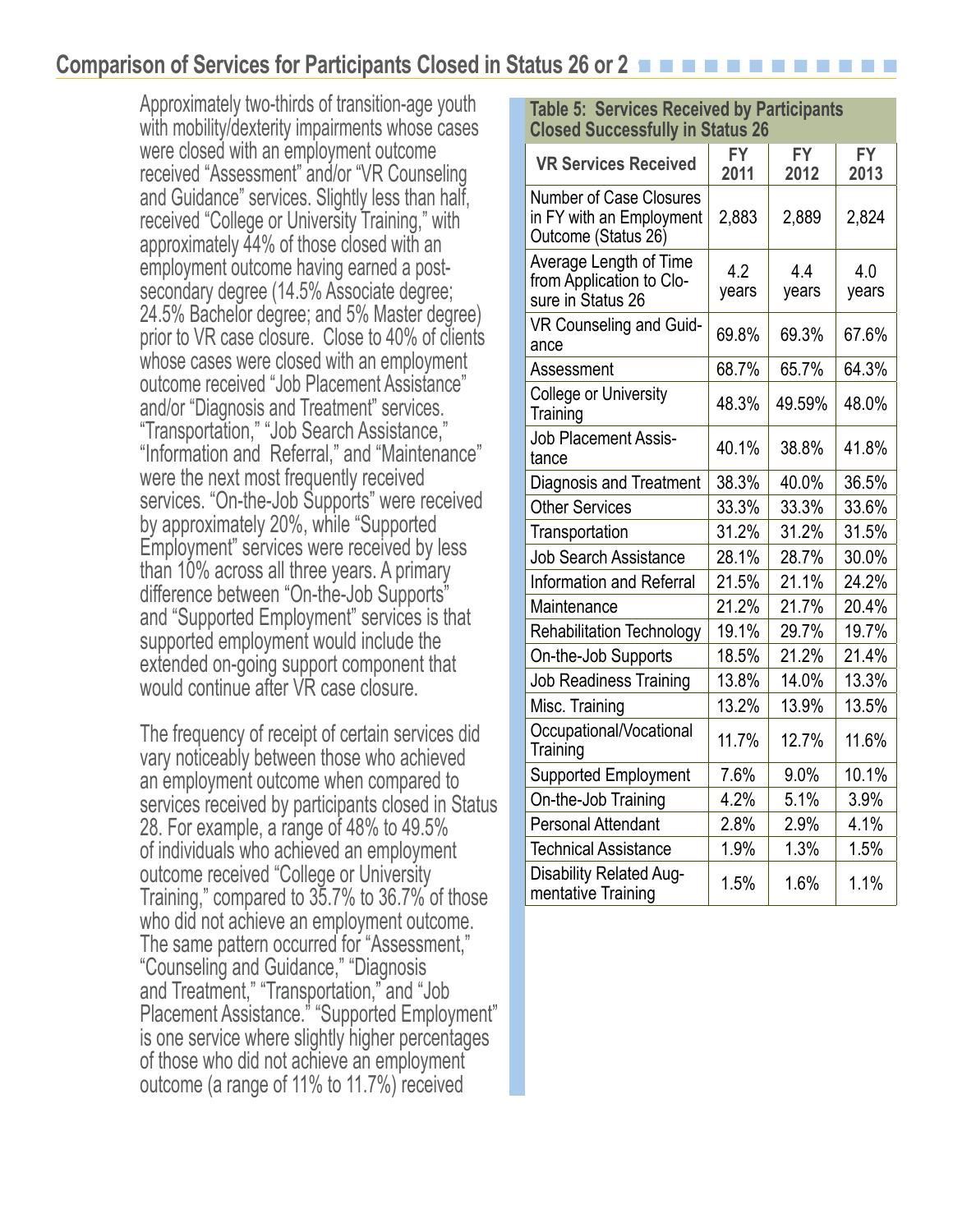## Comparison of Services for Participants Closed in Status 26 or 2

Approximately two-thirds of transition-age youth with mobility/dexterity impairments whose cases were closed with an employment outcome received "Assessment" and/or "VR Counseling and Guidance" services. Slightly less than half, received "College or University Training," with approximately 44% of those closed with an employment outcome having earned a post-secondary degree (14.5% Associate degree; 24.5% Bachelor degree; and 5% Master degree) prior to VR case closure. Close to 40% of clients whose cases were closed with an employment outcome received "Job Placement Assistance" and/or "Diagnosis and Treatment" services. "Transportation," "Job Search Assistance," "Information and Referral," and "Maintenance" were the next most frequently received services. "On-the-Job Supports" were received by approximately 20%, while "Supported Employment" services were received by less than 10% across all three years. A primary difference between "On-the-Job Supports" and "Supported Employment" services is that supported employment would include the extended on-going support component that would continue after VR case closure.

The frequency of receipt of certain services did vary noticeably between those who achieved an employment outcome when compared to services received by participants closed in Status 28. For example, a range of 48% to 49.5% of individuals who achieved an employment outcome received "College or University Training," compared to 35.7% to 36.7% of those who did not achieve an employment outcome. The same pattern occurred for "Assessment," "Counseling and Guidance," "Diagnosis and Treatment," "Transportation," and "Job Placement Assistance." "Supported Employment" is one service where slightly higher percentages of those who did not achieve an employment outcome (a range of 11% to 11.7%) received

**Table 5: Services Received by Participants Closed Successfully in Status 26**

| VR Services Received | FY 2011 | FY 2012 | FY 2013 |
|---|---|---|---|
| Number of Case Closures in FY with an Employment Outcome (Status 26) | 2,883 | 2,889 | 2,824 |
| Average Length of Time from Application to Closure in Status 26 | 4.2 years | 4.4 years | 4.0 years |
| VR Counseling and Guidance | 69.8% | 69.3% | 67.6% |
| Assessment | 68.7% | 65.7% | 64.3% |
| College or University Training | 48.3% | 49.59% | 48.0% |
| Job Placement Assistance | 40.1% | 38.8% | 41.8% |
| Diagnosis and Treatment | 38.3% | 40.0% | 36.5% |
| Other Services | 33.3% | 33.3% | 33.6% |
| Transportation | 31.2% | 31.2% | 31.5% |
| Job Search Assistance | 28.1% | 28.7% | 30.0% |
| Information and Referral | 21.5% | 21.1% | 24.2% |
| Maintenance | 21.2% | 21.7% | 20.4% |
| Rehabilitation Technology | 19.1% | 29.7% | 19.7% |
| On-the-Job Supports | 18.5% | 21.2% | 21.4% |
| Job Readiness Training | 13.8% | 14.0% | 13.3% |
| Misc. Training | 13.2% | 13.9% | 13.5% |
| Occupational/Vocational Training | 11.7% | 12.7% | 11.6% |
| Supported Employment | 7.6% | 9.0% | 10.1% |
| On-the-Job Training | 4.2% | 5.1% | 3.9% |
| Personal Attendant | 2.8% | 2.9% | 4.1% |
| Technical Assistance | 1.9% | 1.3% | 1.5% |
| Disability Related Augmentative Training | 1.5% | 1.6% | 1.1% |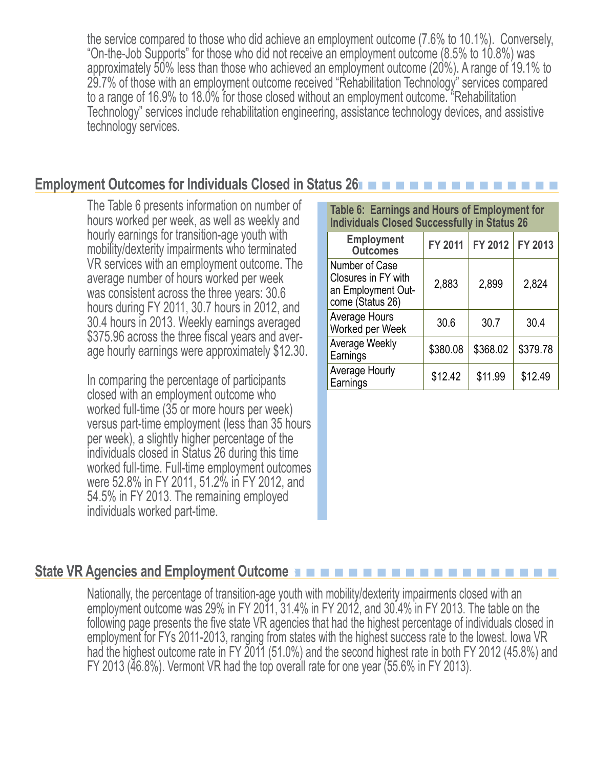the service compared to those who did achieve an employment outcome (7.6% to 10.1%). Conversely, "On-the-Job Supports" for those who did not receive an employment outcome (8.5% to 10.8%) was approximately 50% less than those who achieved an employment outcome (20%). A range of 19.1% to 29.7% of those with an employment outcome received "Rehabilitation Technology" services compared to a range of 16.9% to 18.0% for those closed without an employment outcome. "Rehabilitation Technology" services include rehabilitation engineering, assistance technology devices, and assistive technology services.

## Employment Outcomes for Individuals Closed in Status 26

The Table 6 presents information on number of hours worked per week, as well as weekly and hourly earnings for transition-age youth with mobility/dexterity impairments who terminated VR services with an employment outcome. The average number of hours worked per week was consistent across the three years: 30.6 hours during FY 2011, 30.7 hours in 2012, and 30.4 hours in 2013. Weekly earnings averaged $375.96 across the three fiscal years and average hourly earnings were approximately $12.30.

In comparing the percentage of participants closed with an employment outcome who worked full-time (35 or more hours per week) versus part-time employment (less than 35 hours per week), a slightly higher percentage of the individuals closed in Status 26 during this time worked full-time. Full-time employment outcomes were 52.8% in FY 2011, 51.2% in FY 2012, and 54.5% in FY 2013. The remaining employed individuals worked part-time.

**Table 6: Earnings and Hours of Employment for Individuals Closed Successfully in Status 26**

| Employment Outcomes | FY 2011 | FY 2012 | FY 2013 |
|---|---|---|---|
| Number of Case Closures in FY with an Employment Outcome (Status 26) | 2,883 | 2,899 | 2,824 |
| Average Hours Worked per Week | 30.6 | 30.7 | 30.4 |
| Average Weekly Earnings | $380.08 | $368.02 | $379.78 |
| Average Hourly Earnings | $12.42 | $11.99 | $12.49 |

## State VR Agencies and Employment Outcome

Nationally, the percentage of transition-age youth with mobility/dexterity impairments closed with an employment outcome was 29% in FY 2011, 31.4% in FY 2012, and 30.4% in FY 2013. The table on the following page presents the five state VR agencies that had the highest percentage of individuals closed in employment for FYs 2011-2013, ranging from states with the highest success rate to the lowest. Iowa VR had the highest outcome rate in FY 2011 (51.0%) and the second highest rate in both FY 2012 (45.8%) and FY 2013 (46.8%). Vermont VR had the top overall rate for one year (55.6% in FY 2013).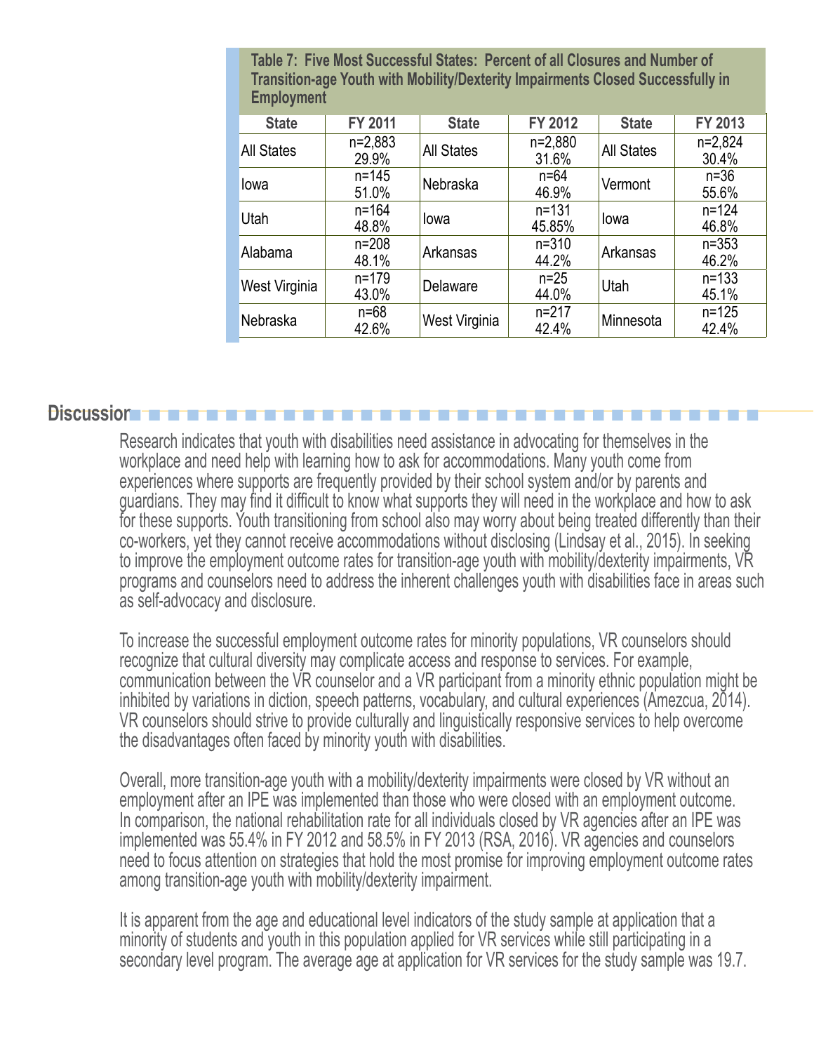**Table 7: Five Most Successful States: Percent of all Closures and Number of Transition-age Youth with Mobility/Dexterity Impairments Closed Successfully in Employment**

| State | FY 2011 | State | FY 2012 | State | FY 2013 |
|---|---|---|---|---|---|
| All States | n=2,883 29.9% | All States | n=2,880 31.6% | All States | n=2,824 30.4% |
| Iowa | n=145 51.0% | Nebraska | n=64 46.9% | Vermont | n=36 55.6% |
| Utah | n=164 48.8% | Iowa | n=131 45.85% | Iowa | n=124 46.8% |
| Alabama | n=208 48.1% | Arkansas | n=310 44.2% | Arkansas | n=353 46.2% |
| West Virginia | n=179 43.0% | Delaware | n=25 44.0% | Utah | n=133 45.1% |
| Nebraska | n=68 42.6% | West Virginia | n=217 42.4% | Minnesota | n=125 42.4% |

## Discussion

Research indicates that youth with disabilities need assistance in advocating for themselves in the workplace and need help with learning how to ask for accommodations. Many youth come from experiences where supports are frequently provided by their school system and/or by parents and guardians. They may find it difficult to know what supports they will need in the workplace and how to ask for these supports. Youth transitioning from school also may worry about being treated differently than their co-workers, yet they cannot receive accommodations without disclosing (Lindsay et al., 2015). In seeking to improve the employment outcome rates for transition-age youth with mobility/dexterity impairments, VR programs and counselors need to address the inherent challenges youth with disabilities face in areas such as self-advocacy and disclosure.

To increase the successful employment outcome rates for minority populations, VR counselors should recognize that cultural diversity may complicate access and response to services. For example, communication between the VR counselor and a VR participant from a minority ethnic population might be inhibited by variations in diction, speech patterns, vocabulary, and cultural experiences (Amezcua, 2014). VR counselors should strive to provide culturally and linguistically responsive services to help overcome the disadvantages often faced by minority youth with disabilities.

Overall, more transition-age youth with a mobility/dexterity impairments were closed by VR without an employment after an IPE was implemented than those who were closed with an employment outcome. In comparison, the national rehabilitation rate for all individuals closed by VR agencies after an IPE was implemented was 55.4% in FY 2012 and 58.5% in FY 2013 (RSA, 2016). VR agencies and counselors need to focus attention on strategies that hold the most promise for improving employment outcome rates among transition-age youth with mobility/dexterity impairment.

It is apparent from the age and educational level indicators of the study sample at application that a minority of students and youth in this population applied for VR services while still participating in a secondary level program. The average age at application for VR services for the study sample was 19.7.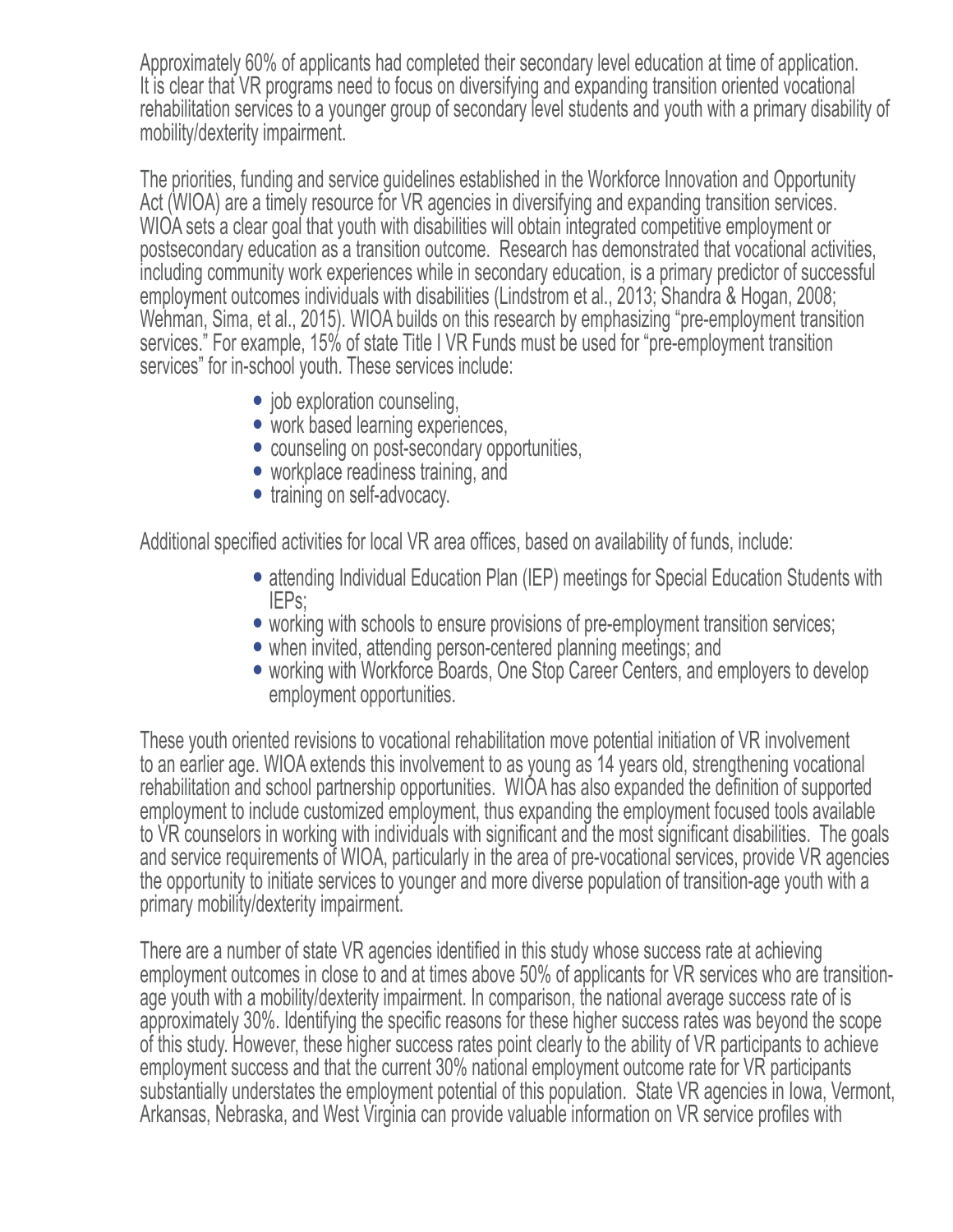Approximately 60% of applicants had completed their secondary level education at time of application. It is clear that VR programs need to focus on diversifying and expanding transition oriented vocational rehabilitation services to a younger group of secondary level students and youth with a primary disability of mobility/dexterity impairment.

The priorities, funding and service guidelines established in the Workforce Innovation and Opportunity Act (WIOA) are a timely resource for VR agencies in diversifying and expanding transition services. WIOA sets a clear goal that youth with disabilities will obtain integrated competitive employment or postsecondary education as a transition outcome. Research has demonstrated that vocational activities, including community work experiences while in secondary education, is a primary predictor of successful employment outcomes individuals with disabilities (Lindstrom et al., 2013; Shandra & Hogan, 2008; Wehman, Sima, et al., 2015). WIOA builds on this research by emphasizing "pre-employment transition services." For example, 15% of state Title I VR Funds must be used for "pre-employment transition services" for in-school youth. These services include:

- job exploration counseling,
- work based learning experiences,
- counseling on post-secondary opportunities,
- workplace readiness training, and
- training on self-advocacy.

Additional specified activities for local VR area offices, based on availability of funds, include:

- attending Individual Education Plan (IEP) meetings for Special Education Students with IEPs;
- working with schools to ensure provisions of pre-employment transition services;
- when invited, attending person-centered planning meetings; and
- working with Workforce Boards, One Stop Career Centers, and employers to develop employment opportunities.

These youth oriented revisions to vocational rehabilitation move potential initiation of VR involvement to an earlier age. WIOA extends this involvement to as young as 14 years old, strengthening vocational rehabilitation and school partnership opportunities. WIOA has also expanded the definition of supported employment to include customized employment, thus expanding the employment focused tools available to VR counselors in working with individuals with significant and the most significant disabilities. The goals and service requirements of WIOA, particularly in the area of pre-vocational services, provide VR agencies the opportunity to initiate services to younger and more diverse population of transition-age youth with a primary mobility/dexterity impairment.

There are a number of state VR agencies identified in this study whose success rate at achieving employment outcomes in close to and at times above 50% of applicants for VR services who are transition-age youth with a mobility/dexterity impairment. In comparison, the national average success rate of is approximately 30%. Identifying the specific reasons for these higher success rates was beyond the scope of this study. However, these higher success rates point clearly to the ability of VR participants to achieve employment success and that the current 30% national employment outcome rate for VR participants substantially understates the employment potential of this population. State VR agencies in Iowa, Vermont, Arkansas, Nebraska, and West Virginia can provide valuable information on VR service profiles with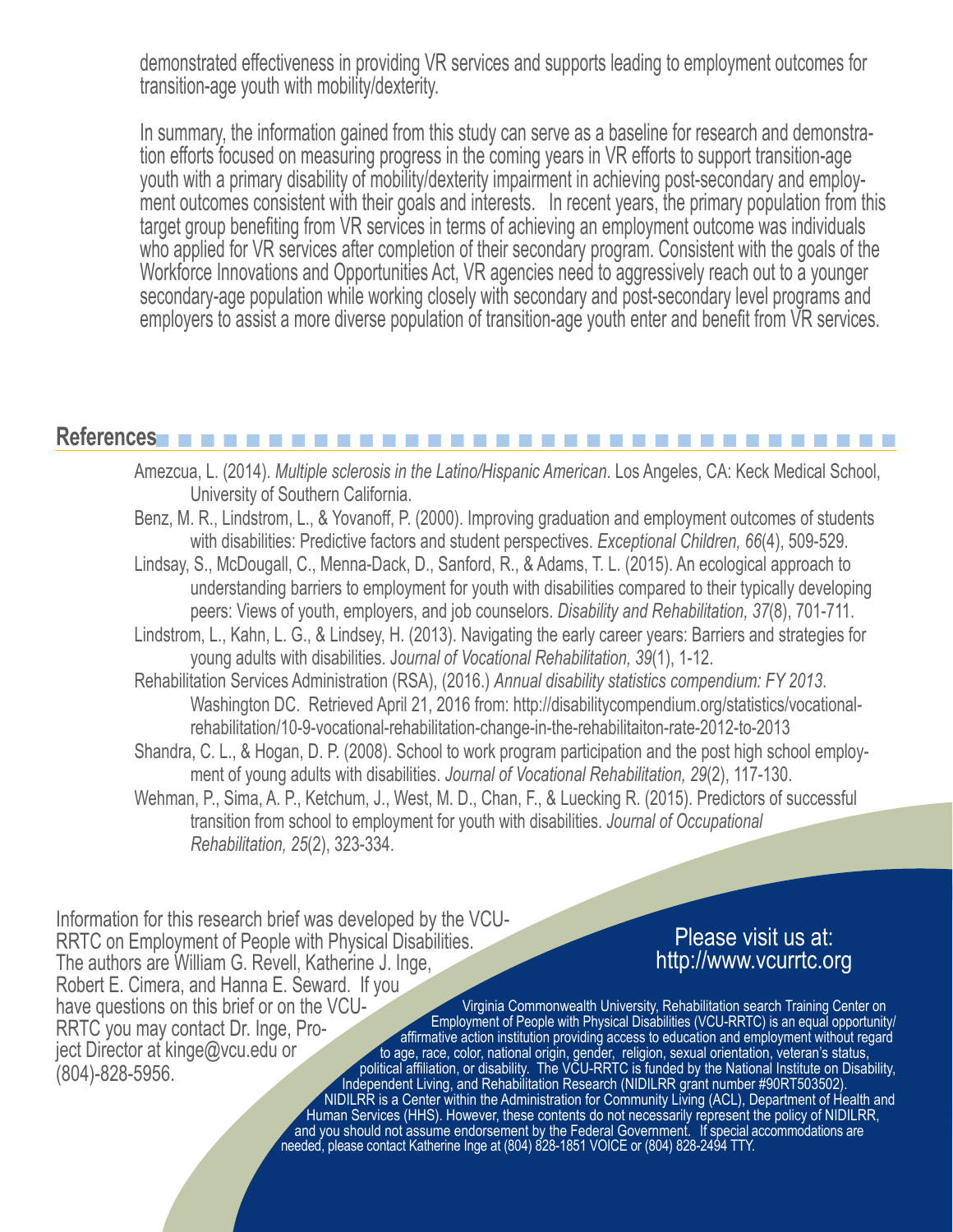demonstrated effectiveness in providing VR services and supports leading to employment outcomes for transition-age youth with mobility/dexterity.

In summary, the information gained from this study can serve as a baseline for research and demonstration efforts focused on measuring progress in the coming years in VR efforts to support transition-age youth with a primary disability of mobility/dexterity impairment in achieving post-secondary and employment outcomes consistent with their goals and interests. In recent years, the primary population from this target group benefiting from VR services in terms of achieving an employment outcome was individuals who applied for VR services after completion of their secondary program. Consistent with the goals of the Workforce Innovations and Opportunities Act, VR agencies need to aggressively reach out to a younger secondary-age population while working closely with secondary and post-secondary level programs and employers to assist a more diverse population of transition-age youth enter and benefit from VR services.

## References

Amezcua, L. (2014). *Multiple sclerosis in the Latino/Hispanic American*. Los Angeles, CA: Keck Medical School, University of Southern California.

Benz, M. R., Lindstrom, L., & Yovanoff, P. (2000). Improving graduation and employment outcomes of students with disabilities: Predictive factors and student perspectives. *Exceptional Children, 66*(4), 509-529.

Lindsay, S., McDougall, C., Menna-Dack, D., Sanford, R., & Adams, T. L. (2015). An ecological approach to understanding barriers to employment for youth with disabilities compared to their typically developing peers: Views of youth, employers, and job counselors. *Disability and Rehabilitation, 37*(8), 701-711.

Lindstrom, L., Kahn, L. G., & Lindsey, H. (2013). Navigating the early career years: Barriers and strategies for young adults with disabilities. *Journal of Vocational Rehabilitation, 39*(1), 1-12.

Rehabilitation Services Administration (RSA), (2016.) *Annual disability statistics compendium: FY 2013.* Washington DC. Retrieved April 21, 2016 from: http://disabilitycompendium.org/statistics/vocational-rehabilitation/10-9-vocational-rehabilitation-change-in-the-rehabilitaiton-rate-2012-to-2013

Shandra, C. L., & Hogan, D. P. (2008). School to work program participation and the post high school employment of young adults with disabilities. *Journal of Vocational Rehabilitation, 29*(2), 117-130.

Wehman, P., Sima, A. P., Ketchum, J., West, M. D., Chan, F., & Luecking R. (2015). Predictors of successful transition from school to employment for youth with disabilities. *Journal of Occupational Rehabilitation, 25*(2), 323-334.

Information for this research brief was developed by the VCU-RRTC on Employment of People with Physical Disabilities. The authors are William G. Revell, Katherine J. Inge, Robert E. Cimera, and Hanna E. Seward. If you have questions on this brief or on the VCU-RRTC you may contact Dr. Inge, Project Director at kinge@vcu.edu or (804)-828-5956.

Please visit us at:
http://www.vcurrtc.org

Virginia Commonwealth University, Rehabilitation search Training Center on Employment of People with Physical Disabilities (VCU-RRTC) is an equal opportunity/affirmative action institution providing access to education and employment without regard to age, race, color, national origin, gender, religion, sexual orientation, veteran's status, political affiliation, or disability. The VCU-RRTC is funded by the National Institute on Disability, Independent Living, and Rehabilitation Research (NIDILRR grant number #90RT503502). NIDILRR is a Center within the Administration for Community Living (ACL), Department of Health and Human Services (HHS). However, these contents do not necessarily represent the policy of NIDILRR, and you should not assume endorsement by the Federal Government. If special accommodations are needed, please contact Katherine Inge at (804) 828-1851 VOICE or (804) 828-2494 TTY.